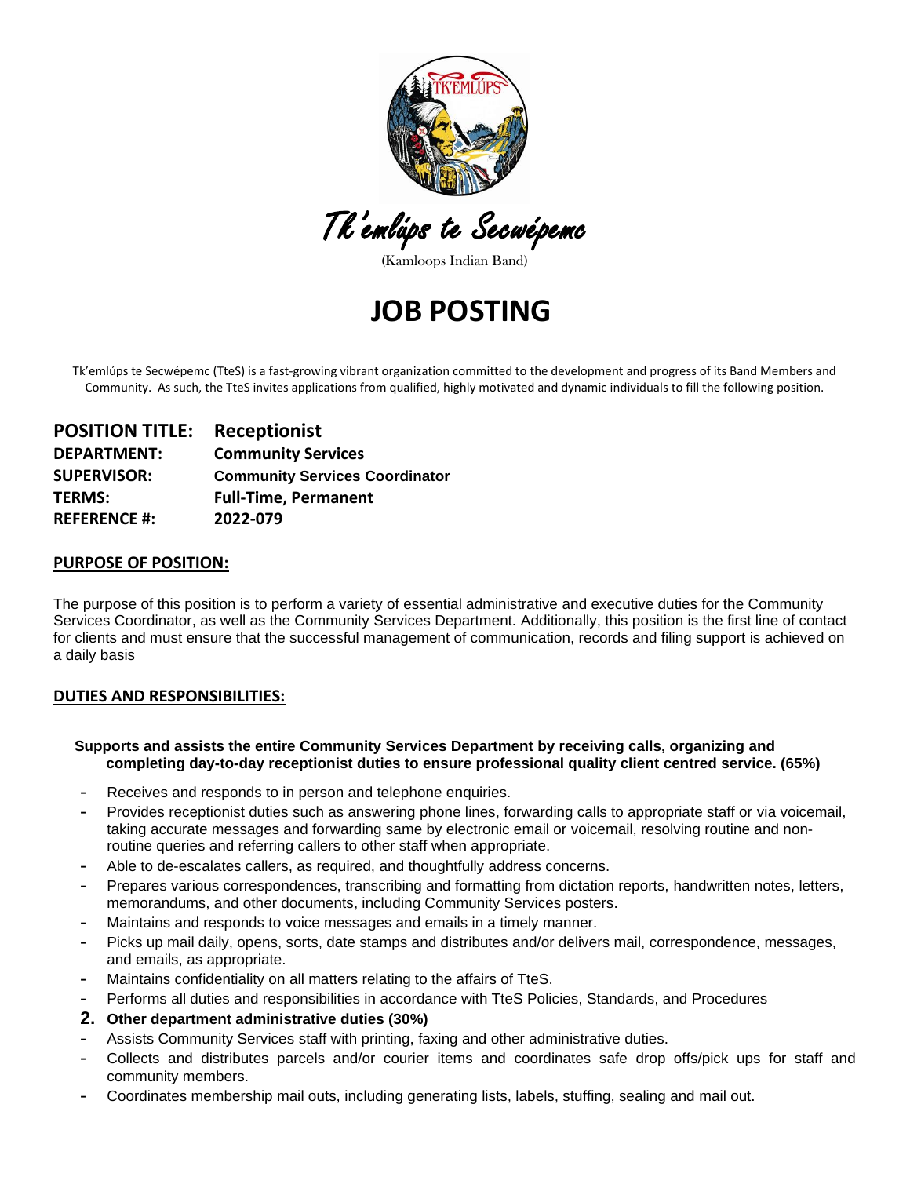Tk'emlúps te Secwépemc

(Kamloops Indian Band)

# JOB POSTING

Tk'emlúps te Secwépemc (TteS) is a fast-growing vibrant organization committed to the development and progress of its Band Members and Community. As such, the TteS invites applications from qualified, highly motivated and dynamic individuals to fill the following position.

**POSITION TITLE: Receptionist**
**DEPARTMENT: Community Services**
**SUPERVISOR: Community Services Coordinator**
**TERMS: Full-Time, Permanent**
**REFERENCE #: 2022-079**

## PURPOSE OF POSITION:

The purpose of this position is to perform a variety of essential administrative and executive duties for the Community Services Coordinator, as well as the Community Services Department. Additionally, this position is the first line of contact for clients and must ensure that the successful management of communication, records and filing support is achieved on a daily basis

## DUTIES AND RESPONSIBILITIES:

**Supports and assists the entire Community Services Department by receiving calls, organizing and completing day-to-day receptionist duties to ensure professional quality client centred service. (65%)**

- Receives and responds to in person and telephone enquiries.
- Provides receptionist duties such as answering phone lines, forwarding calls to appropriate staff or via voicemail, taking accurate messages and forwarding same by electronic email or voicemail, resolving routine and non-routine queries and referring callers to other staff when appropriate.
- Able to de-escalates callers, as required, and thoughtfully address concerns.
- Prepares various correspondences, transcribing and formatting from dictation reports, handwritten notes, letters, memorandums, and other documents, including Community Services posters.
- Maintains and responds to voice messages and emails in a timely manner.
- Picks up mail daily, opens, sorts, date stamps and distributes and/or delivers mail, correspondence, messages, and emails, as appropriate.
- Maintains confidentiality on all matters relating to the affairs of TteS.
- Performs all duties and responsibilities in accordance with TteS Policies, Standards, and Procedures

**2. Other department administrative duties (30%)**

- Assists Community Services staff with printing, faxing and other administrative duties.
- Collects and distributes parcels and/or courier items and coordinates safe drop offs/pick ups for staff and community members.
- Coordinates membership mail outs, including generating lists, labels, stuffing, sealing and mail out.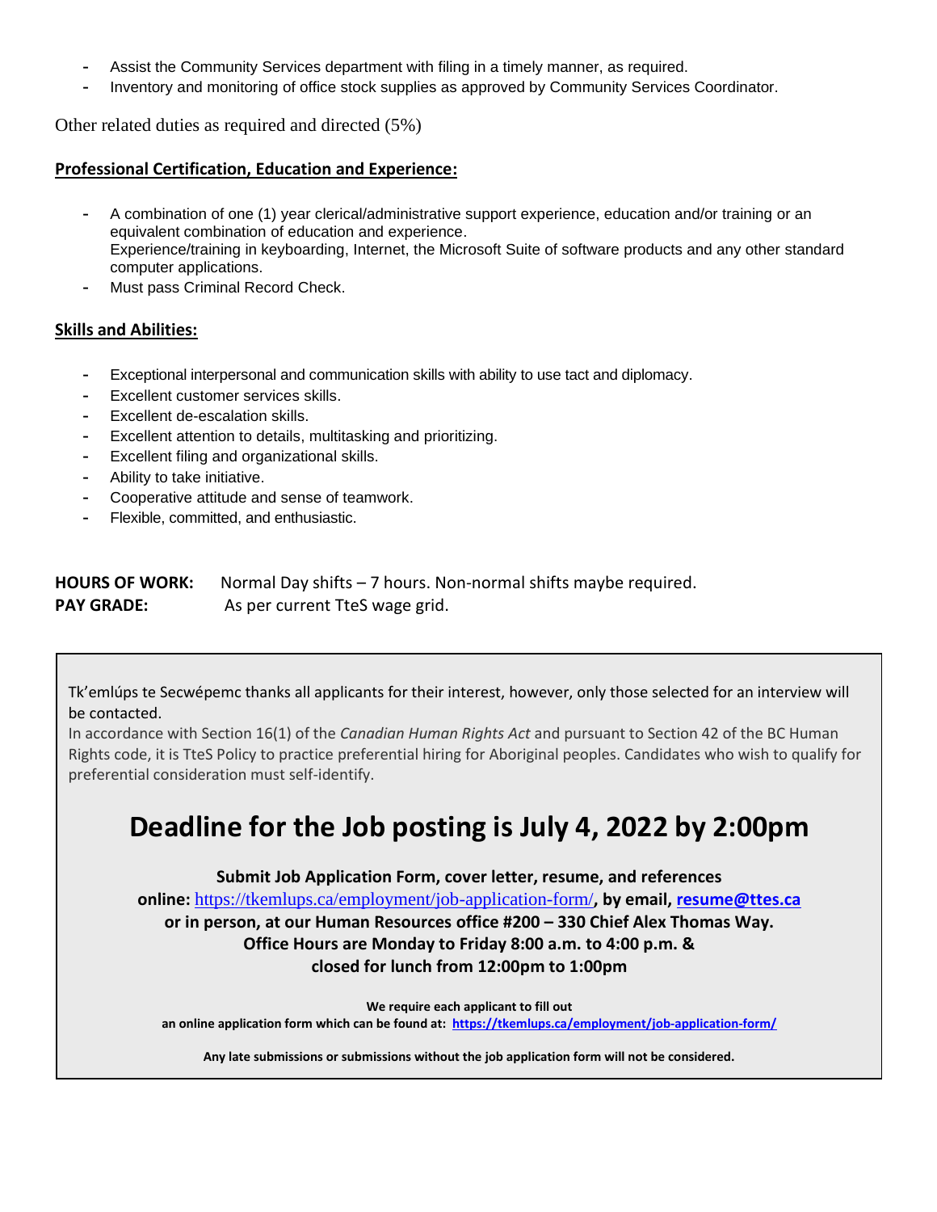- Assist the Community Services department with filing in a timely manner, as required.
- Inventory and monitoring of office stock supplies as approved by Community Services Coordinator.

Other related duties as required and directed (5%)

**Professional Certification, Education and Experience:**

- A combination of one (1) year clerical/administrative support experience, education and/or training or an equivalent combination of education and experience.
  Experience/training in keyboarding, Internet, the Microsoft Suite of software products and any other standard computer applications.
- Must pass Criminal Record Check.

**Skills and Abilities:**

- Exceptional interpersonal and communication skills with ability to use tact and diplomacy.
- Excellent customer services skills.
- Excellent de-escalation skills.
- Excellent attention to details, multitasking and prioritizing.
- Excellent filing and organizational skills.
- Ability to take initiative.
- Cooperative attitude and sense of teamwork.
- Flexible, committed, and enthusiastic.

**HOURS OF WORK:** Normal Day shifts – 7 hours. Non-normal shifts maybe required.
**PAY GRADE:** As per current TteS wage grid.

Tk'emlúps te Secwépemc thanks all applicants for their interest, however, only those selected for an interview will be contacted.
In accordance with Section 16(1) of the *Canadian Human Rights Act* and pursuant to Section 42 of the BC Human Rights code, it is TteS Policy to practice preferential hiring for Aboriginal peoples. Candidates who wish to qualify for preferential consideration must self-identify.

# Deadline for the Job posting is July 4, 2022 by 2:00pm

**Submit Job Application Form, cover letter, resume, and references online:** https://tkemlups.ca/employment/job-application-form/**, by email,** **resume@ttes.ca**
**or in person, at our Human Resources office #200 – 330 Chief Alex Thomas Way.**
**Office Hours are Monday to Friday 8:00 a.m. to 4:00 p.m. &**
**closed for lunch from 12:00pm to 1:00pm**

**We require each applicant to fill out an online application form which can be found at: https://tkemlups.ca/employment/job-application-form/**

**Any late submissions or submissions without the job application form will not be considered.**